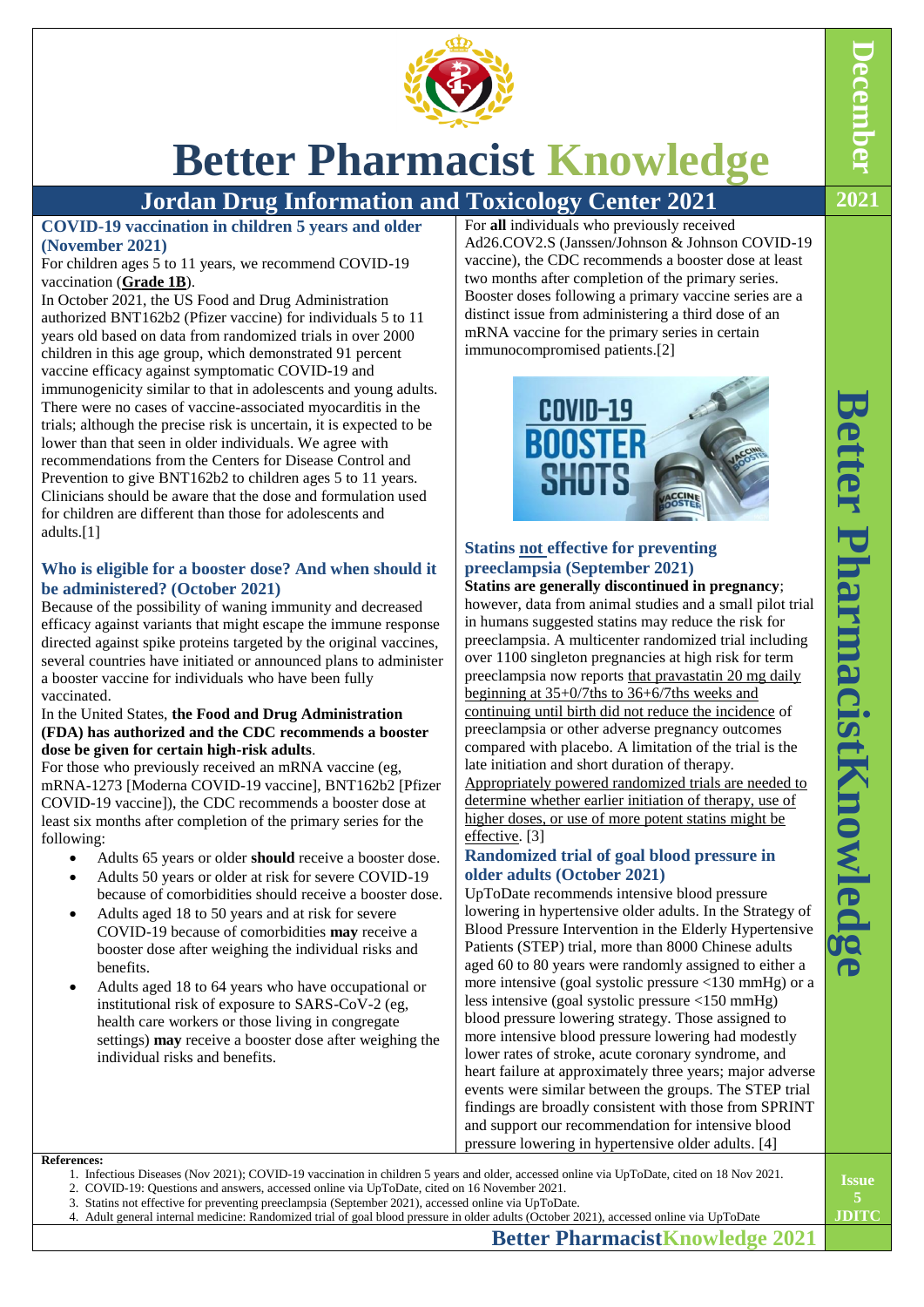# Better Pharmacist Knowledge

## Jordan Drug Information and Toxicology Center 2021

### COVID-19 vaccination in children 5 years and older (November 2021)

For children ages 5 to 11 years, we recommend COVID-19 vaccination (**Grade 1B**).

In October 2021, the US Food and Drug Administration authorized BNT162b2 (Pfizer vaccine) for individuals 5 to 11 years old based on data from randomized trials in over 2000 children in this age group, which demonstrated 91 percent vaccine efficacy against symptomatic COVID-19 and immunogenicity similar to that in adolescents and young adults. There were no cases of vaccine-associated myocarditis in the trials; although the precise risk is uncertain, it is expected to be lower than that seen in older individuals. We agree with recommendations from the Centers for Disease Control and Prevention to give BNT162b2 to children ages 5 to 11 years. Clinicians should be aware that the dose and formulation used for children are different than those for adolescents and adults.[1]

### Who is eligible for a booster dose? And when should it be administered? (October 2021)

Because of the possibility of waning immunity and decreased efficacy against variants that might escape the immune response directed against spike proteins targeted by the original vaccines, several countries have initiated or announced plans to administer a booster vaccine for individuals who have been fully vaccinated.

In the United States, **the Food and Drug Administration (FDA) has authorized and the CDC recommends a booster dose be given for certain high-risk adults**.

For those who previously received an mRNA vaccine (eg, mRNA-1273 [Moderna COVID-19 vaccine], BNT162b2 [Pfizer COVID-19 vaccine]), the CDC recommends a booster dose at least six months after completion of the primary series for the following:

- Adults 65 years or older **should** receive a booster dose.
- Adults 50 years or older at risk for severe COVID-19 because of comorbidities should receive a booster dose.
- Adults aged 18 to 50 years and at risk for severe COVID-19 because of comorbidities **may** receive a booster dose after weighing the individual risks and benefits.
- Adults aged 18 to 64 years who have occupational or institutional risk of exposure to SARS-CoV-2 (eg, health care workers or those living in congregate settings) **may** receive a booster dose after weighing the individual risks and benefits.

For **all** individuals who previously received Ad26.COV2.S (Janssen/Johnson & Johnson COVID-19 vaccine), the CDC recommends a booster dose at least two months after completion of the primary series. Booster doses following a primary vaccine series are a distinct issue from administering a third dose of an mRNA vaccine for the primary series in certain immunocompromised patients.[2]

### Statins not effective for preventing preeclampsia (September 2021)

**Statins are generally discontinued in pregnancy**; however, data from animal studies and a small pilot trial in humans suggested statins may reduce the risk for preeclampsia. A multicenter randomized trial including over 1100 singleton pregnancies at high risk for term preeclampsia now reports that pravastatin 20 mg daily beginning at 35+0/7ths to 36+6/7ths weeks and continuing until birth did not reduce the incidence of preeclampsia or other adverse pregnancy outcomes compared with placebo. A limitation of the trial is the late initiation and short duration of therapy. Appropriately powered randomized trials are needed to determine whether earlier initiation of therapy, use of higher doses, or use of more potent statins might be effective. [3]

### Randomized trial of goal blood pressure in older adults (October 2021)

UpToDate recommends intensive blood pressure lowering in hypertensive older adults. In the Strategy of Blood Pressure Intervention in the Elderly Hypertensive Patients (STEP) trial, more than 8000 Chinese adults aged 60 to 80 years were randomly assigned to either a more intensive (goal systolic pressure <130 mmHg) or a less intensive (goal systolic pressure <150 mmHg) blood pressure lowering strategy. Those assigned to more intensive blood pressure lowering had modestly lower rates of stroke, acute coronary syndrome, and heart failure at approximately three years; major adverse events were similar between the groups. The STEP trial findings are broadly consistent with those from SPRINT and support our recommendation for intensive blood pressure lowering in hypertensive older adults. [4]

**References:**

1. Infectious Diseases (Nov 2021); COVID-19 vaccination in children 5 years and older, accessed online via UpToDate, cited on 18 Nov 2021.
2. COVID-19: Questions and answers, accessed online via UpToDate, cited on 16 November 2021.
3. Statins not effective for preventing preeclampsia (September 2021), accessed online via UpToDate.
4. Adult general internal medicine: Randomized trial of goal blood pressure in older adults (October 2021), accessed online via UpToDate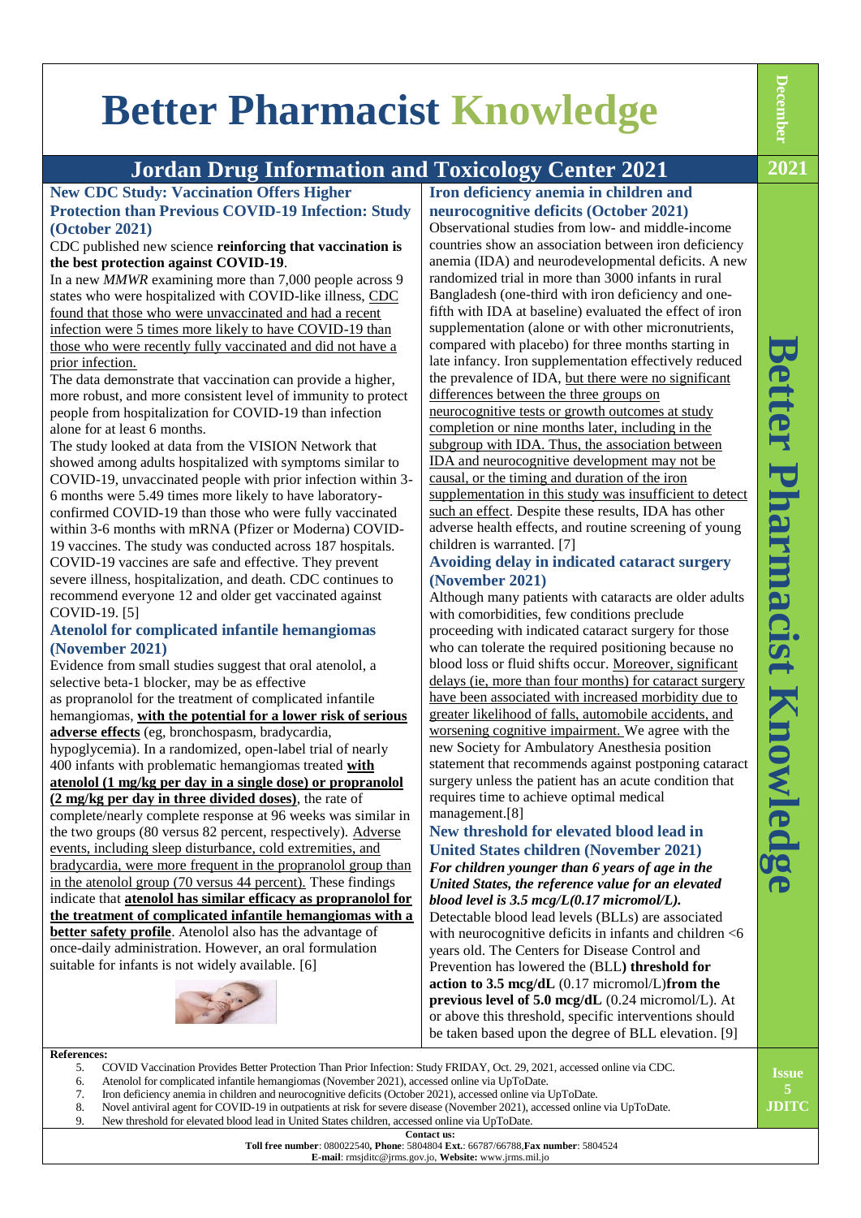# Better Pharmacist Knowledge

## Jordan Drug Information and Toxicology Center 2021

### New CDC Study: Vaccination Offers Higher Protection than Previous COVID-19 Infection: Study (October 2021)

CDC published new science **reinforcing that vaccination is the best protection against COVID-19**.

In a new *MMWR* examining more than 7,000 people across 9 states who were hospitalized with COVID-like illness, CDC found that those who were unvaccinated and had a recent infection were 5 times more likely to have COVID-19 than those who were recently fully vaccinated and did not have a prior infection.

The data demonstrate that vaccination can provide a higher, more robust, and more consistent level of immunity to protect people from hospitalization for COVID-19 than infection alone for at least 6 months.

The study looked at data from the VISION Network that showed among adults hospitalized with symptoms similar to COVID-19, unvaccinated people with prior infection within 3-6 months were 5.49 times more likely to have laboratory-confirmed COVID-19 than those who were fully vaccinated within 3-6 months with mRNA (Pfizer or Moderna) COVID-19 vaccines. The study was conducted across 187 hospitals. COVID-19 vaccines are safe and effective. They prevent severe illness, hospitalization, and death. CDC continues to recommend everyone 12 and older get vaccinated against COVID-19. [5]

### Atenolol for complicated infantile hemangiomas (November 2021)

Evidence from small studies suggest that oral atenolol, a selective beta-1 blocker, may be as effective as propranolol for the treatment of complicated infantile hemangiomas, **with the potential for a lower risk of serious adverse effects** (eg, bronchospasm, bradycardia, hypoglycemia). In a randomized, open-label trial of nearly 400 infants with problematic hemangiomas treated **with atenolol (1 mg/kg per day in a single dose) or propranolol (2 mg/kg per day in three divided doses)**, the rate of complete/nearly complete response at 96 weeks was similar in the two groups (80 versus 82 percent, respectively). Adverse events, including sleep disturbance, cold extremities, and bradycardia, were more frequent in the propranolol group than in the atenolol group (70 versus 44 percent). These findings indicate that **atenolol has similar efficacy as propranolol for the treatment of complicated infantile hemangiomas with a better safety profile**. Atenolol also has the advantage of once-daily administration. However, an oral formulation suitable for infants is not widely available. [6]

### Iron deficiency anemia in children and neurocognitive deficits (October 2021)

Observational studies from low- and middle-income countries show an association between iron deficiency anemia (IDA) and neurodevelopmental deficits. A new randomized trial in more than 3000 infants in rural Bangladesh (one-third with iron deficiency and one-fifth with IDA at baseline) evaluated the effect of iron supplementation (alone or with other micronutrients, compared with placebo) for three months starting in late infancy. Iron supplementation effectively reduced the prevalence of IDA, but there were no significant differences between the three groups on neurocognitive tests or growth outcomes at study completion or nine months later, including in the subgroup with IDA. Thus, the association between IDA and neurocognitive development may not be causal, or the timing and duration of the iron supplementation in this study was insufficient to detect such an effect. Despite these results, IDA has other adverse health effects, and routine screening of young children is warranted. [7]

### Avoiding delay in indicated cataract surgery (November 2021)

Although many patients with cataracts are older adults with comorbidities, few conditions preclude proceeding with indicated cataract surgery for those who can tolerate the required positioning because no blood loss or fluid shifts occur. Moreover, significant delays (ie, more than four months) for cataract surgery have been associated with increased morbidity due to greater likelihood of falls, automobile accidents, and worsening cognitive impairment. We agree with the new Society for Ambulatory Anesthesia position statement that recommends against postponing cataract surgery unless the patient has an acute condition that requires time to achieve optimal medical management.[8]

### New threshold for elevated blood lead in United States children (November 2021)

***For children younger than 6 years of age in the United States, the reference value for an elevated blood level is 3.5 mcg/L(0.17 micromol/L).***

Detectable blood lead levels (BLLs) are associated with neurocognitive deficits in infants and children <6 years old. The Centers for Disease Control and Prevention has lowered the (BLL**) threshold for action to 3.5 mcg/dL** (0.17 micromol/L)**from the previous level of 5.0 mcg/dL** (0.24 micromol/L). At or above this threshold, specific interventions should be taken based upon the degree of BLL elevation. [9]

**References:**

5. COVID Vaccination Provides Better Protection Than Prior Infection: Study FRIDAY, Oct. 29, 2021, accessed online via CDC.
6. Atenolol for complicated infantile hemangiomas (November 2021), accessed online via UpToDate.
7. Iron deficiency anemia in children and neurocognitive deficits (October 2021), accessed online via UpToDate.
8. Novel antiviral agent for COVID-19 in outpatients at risk for severe disease (November 2021), accessed online via UpToDate.
9. New threshold for elevated blood lead in United States children, accessed online via UpToDate.

**Contact us:**
**Toll free number**: 080022540, **Phone**: 5804804 **Ext.**: 66787/66788,**Fax number**: 5804524
**E-mail**: rmsjditc@jrms.gov.jo, **Website:** www.jrms.mil.jo